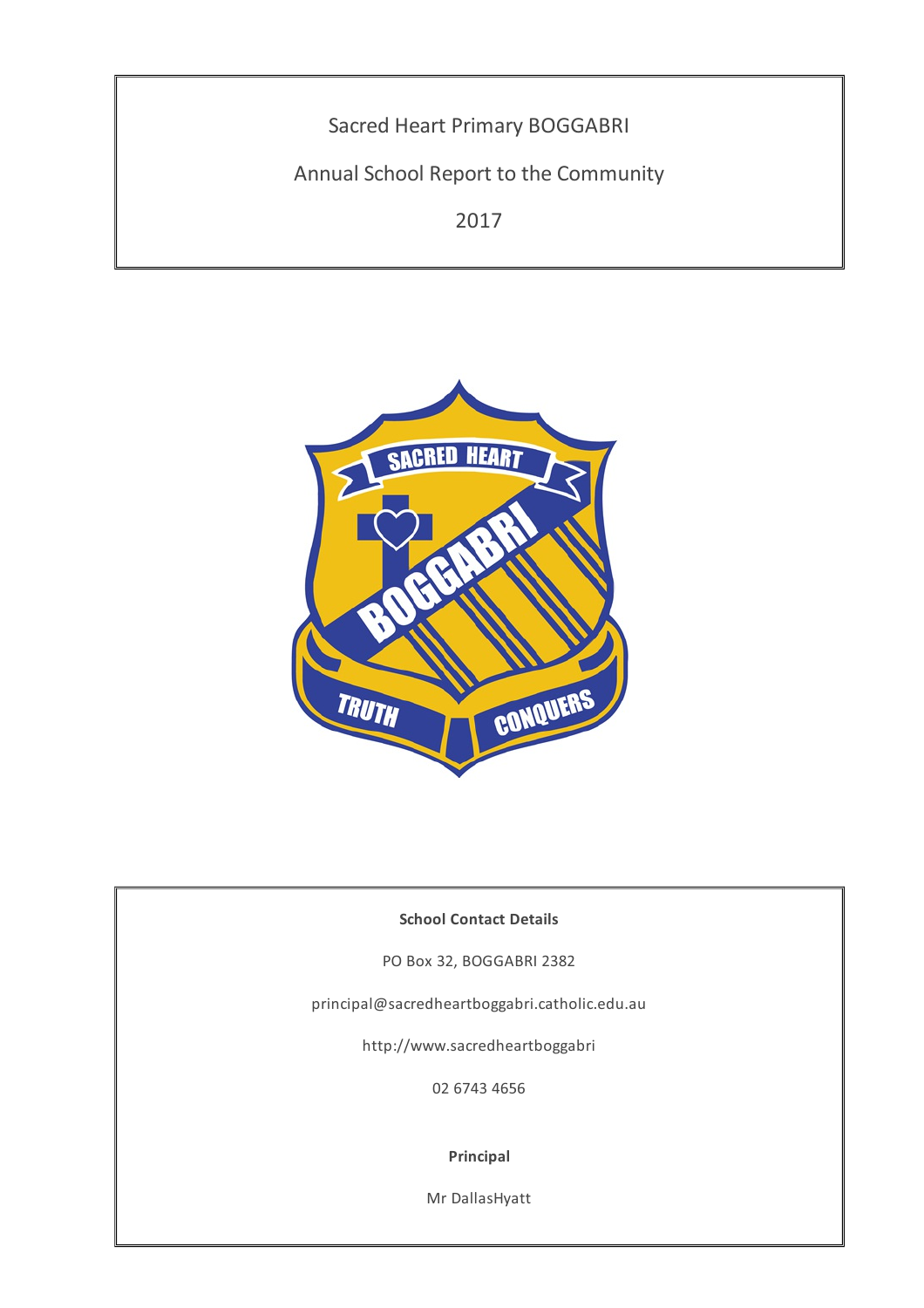# Sacred Heart Primary BOGGABRI

## Annual School Report to the Community

## 2017

**School Contact Details**

PO Box 32, BOGGABRI 2382

principal@sacredheartboggabri.catholic.edu.au

http://www.sacredheartboggabri

02 6743 4656

**Principal**

Mr DallasHyatt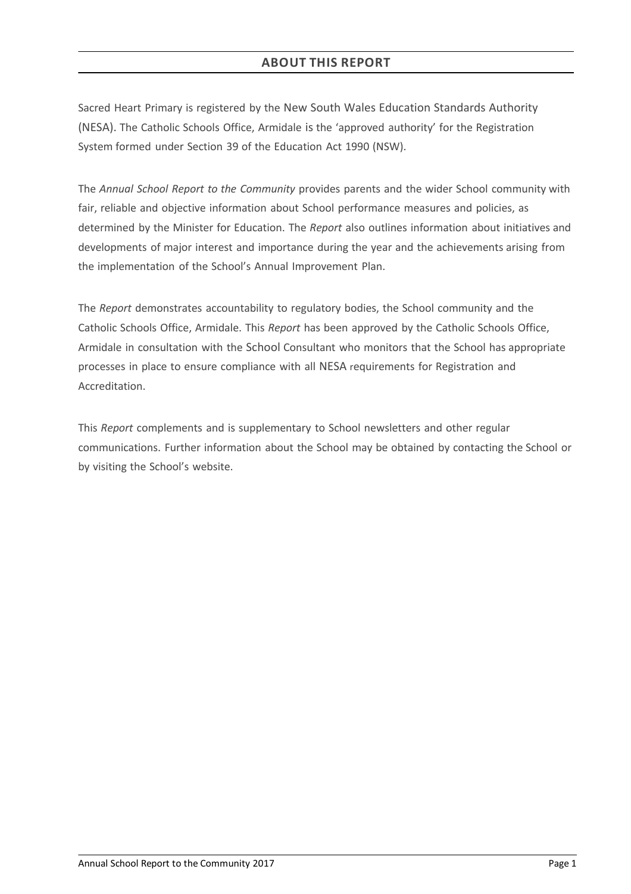## ABOUT THIS REPORT

Sacred Heart Primary is registered by the New South Wales Education Standards Authority (NESA). The Catholic Schools Office, Armidale is the 'approved authority' for the Registration System formed under Section 39 of the Education Act 1990 (NSW).

The *Annual School Report to the Community* provides parents and the wider School community with fair, reliable and objective information about School performance measures and policies, as determined by the Minister for Education. The *Report* also outlines information about initiatives and developments of major interest and importance during the year and the achievements arising from the implementation of the School's Annual Improvement Plan.

The *Report* demonstrates accountability to regulatory bodies, the School community and the Catholic Schools Office, Armidale. This *Report* has been approved by the Catholic Schools Office, Armidale in consultation with the School Consultant who monitors that the School has appropriate processes in place to ensure compliance with all NESA requirements for Registration and Accreditation.

This *Report* complements and is supplementary to School newsletters and other regular communications. Further information about the School may be obtained by contacting the School or by visiting the School's website.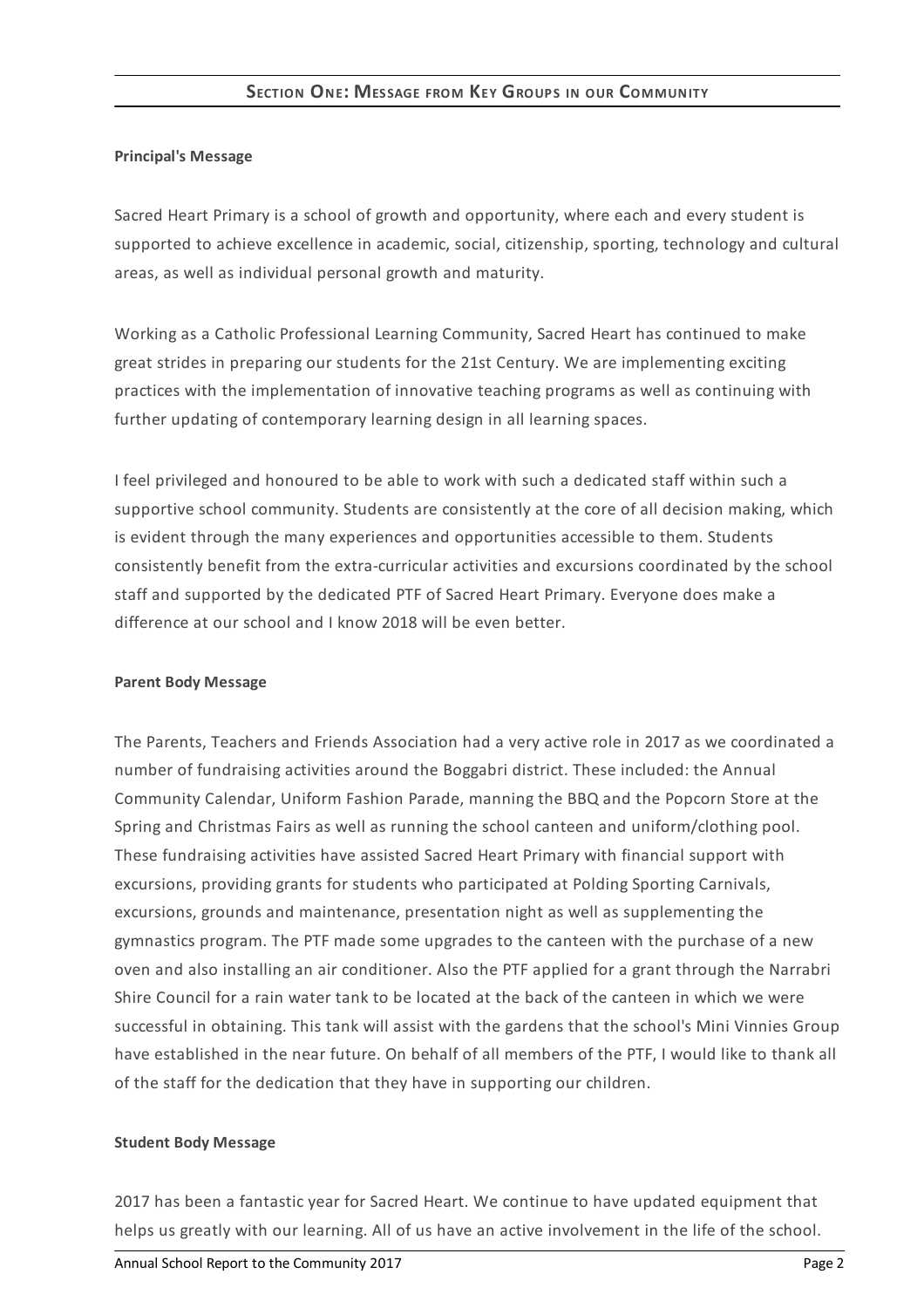## Section One: Message from Key Groups in our Community

**Principal's Message**

Sacred Heart Primary is a school of growth and opportunity, where each and every student is supported to achieve excellence in academic, social, citizenship, sporting, technology and cultural areas, as well as individual personal growth and maturity.

Working as a Catholic Professional Learning Community, Sacred Heart has continued to make great strides in preparing our students for the 21st Century. We are implementing exciting practices with the implementation of innovative teaching programs as well as continuing with further updating of contemporary learning design in all learning spaces.

I feel privileged and honoured to be able to work with such a dedicated staff within such a supportive school community. Students are consistently at the core of all decision making, which is evident through the many experiences and opportunities accessible to them. Students consistently benefit from the extra-curricular activities and excursions coordinated by the school staff and supported by the dedicated PTF of Sacred Heart Primary. Everyone does make a difference at our school and I know 2018 will be even better.

**Parent Body Message**

The Parents, Teachers and Friends Association had a very active role in 2017 as we coordinated a number of fundraising activities around the Boggabri district. These included: the Annual Community Calendar, Uniform Fashion Parade, manning the BBQ and the Popcorn Store at the Spring and Christmas Fairs as well as running the school canteen and uniform/clothing pool. These fundraising activities have assisted Sacred Heart Primary with financial support with excursions, providing grants for students who participated at Polding Sporting Carnivals, excursions, grounds and maintenance, presentation night as well as supplementing the gymnastics program. The PTF made some upgrades to the canteen with the purchase of a new oven and also installing an air conditioner. Also the PTF applied for a grant through the Narrabri Shire Council for a rain water tank to be located at the back of the canteen in which we were successful in obtaining. This tank will assist with the gardens that the school's Mini Vinnies Group have established in the near future. On behalf of all members of the PTF, I would like to thank all of the staff for the dedication that they have in supporting our children.

**Student Body Message**

2017 has been a fantastic year for Sacred Heart. We continue to have updated equipment that helps us greatly with our learning. All of us have an active involvement in the life of the school.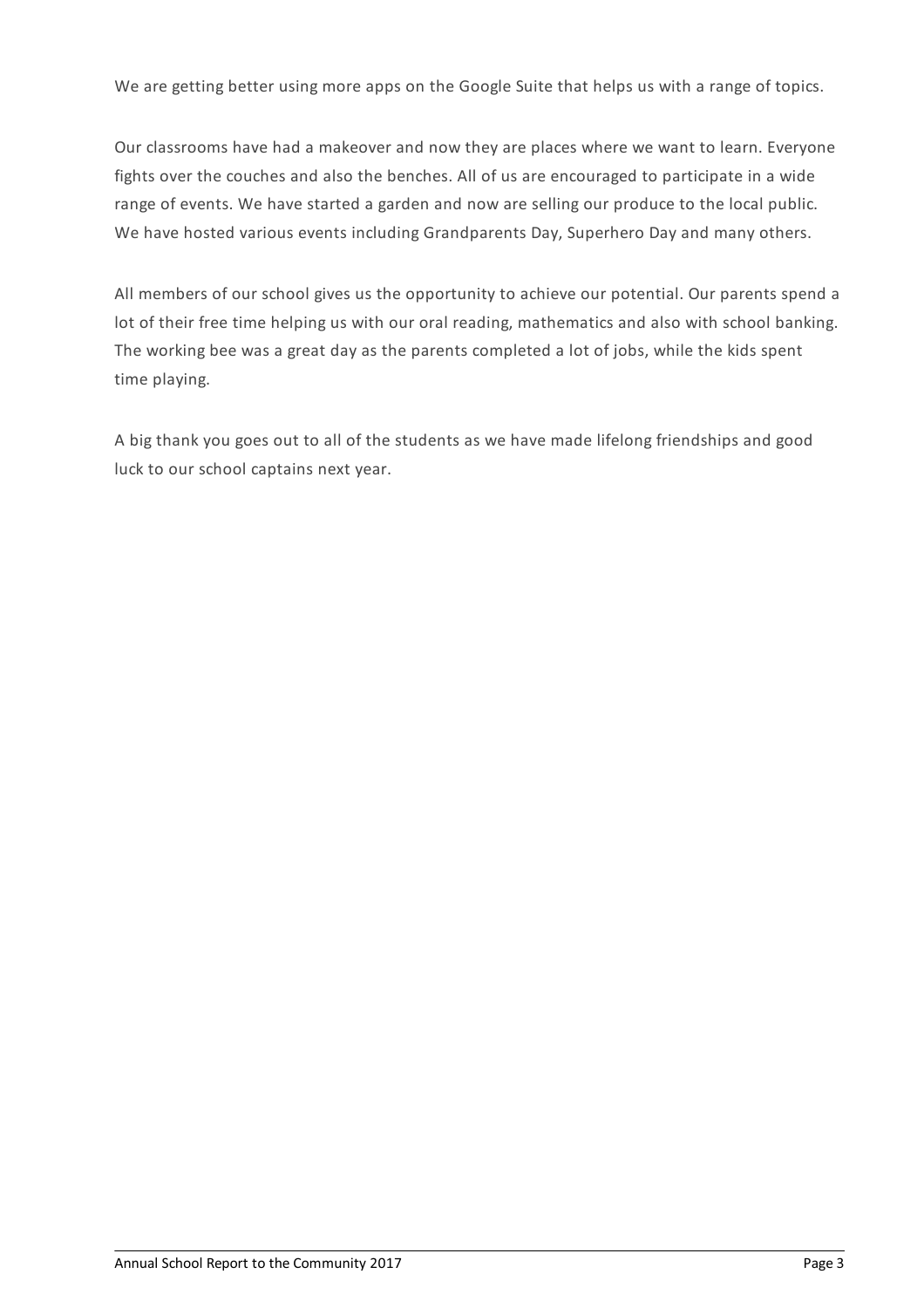We are getting better using more apps on the Google Suite that helps us with a range of topics.

Our classrooms have had a makeover and now they are places where we want to learn. Everyone fights over the couches and also the benches. All of us are encouraged to participate in a wide range of events. We have started a garden and now are selling our produce to the local public. We have hosted various events including Grandparents Day, Superhero Day and many others.

All members of our school gives us the opportunity to achieve our potential. Our parents spend a lot of their free time helping us with our oral reading, mathematics and also with school banking. The working bee was a great day as the parents completed a lot of jobs, while the kids spent time playing.

A big thank you goes out to all of the students as we have made lifelong friendships and good luck to our school captains next year.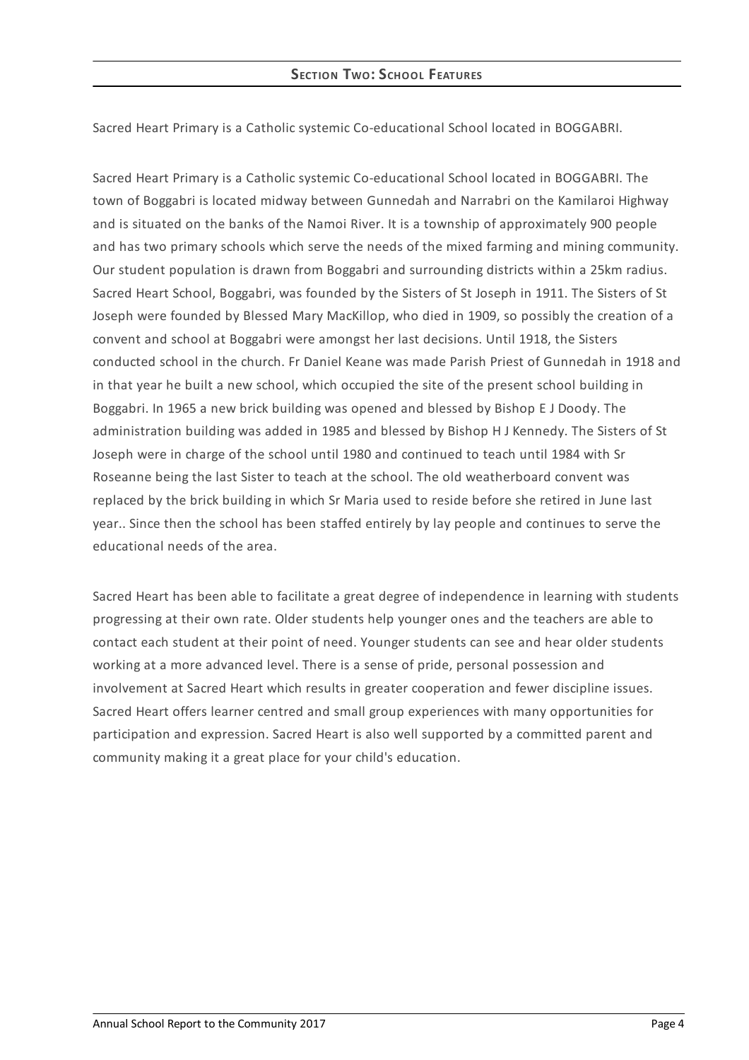## Section Two: School Features

Sacred Heart Primary is a Catholic systemic Co-educational School located in BOGGABRI.

Sacred Heart Primary is a Catholic systemic Co-educational School located in BOGGABRI. The town of Boggabri is located midway between Gunnedah and Narrabri on the Kamilaroi Highway and is situated on the banks of the Namoi River. It is a township of approximately 900 people and has two primary schools which serve the needs of the mixed farming and mining community. Our student population is drawn from Boggabri and surrounding districts within a 25km radius. Sacred Heart School, Boggabri, was founded by the Sisters of St Joseph in 1911. The Sisters of St Joseph were founded by Blessed Mary MacKillop, who died in 1909, so possibly the creation of a convent and school at Boggabri were amongst her last decisions. Until 1918, the Sisters conducted school in the church. Fr Daniel Keane was made Parish Priest of Gunnedah in 1918 and in that year he built a new school, which occupied the site of the present school building in Boggabri. In 1965 a new brick building was opened and blessed by Bishop E J Doody. The administration building was added in 1985 and blessed by Bishop H J Kennedy. The Sisters of St Joseph were in charge of the school until 1980 and continued to teach until 1984 with Sr Roseanne being the last Sister to teach at the school. The old weatherboard convent was replaced by the brick building in which Sr Maria used to reside before she retired in June last year.. Since then the school has been staffed entirely by lay people and continues to serve the educational needs of the area.

Sacred Heart has been able to facilitate a great degree of independence in learning with students progressing at their own rate. Older students help younger ones and the teachers are able to contact each student at their point of need. Younger students can see and hear older students working at a more advanced level. There is a sense of pride, personal possession and involvement at Sacred Heart which results in greater cooperation and fewer discipline issues. Sacred Heart offers learner centred and small group experiences with many opportunities for participation and expression. Sacred Heart is also well supported by a committed parent and community making it a great place for your child's education.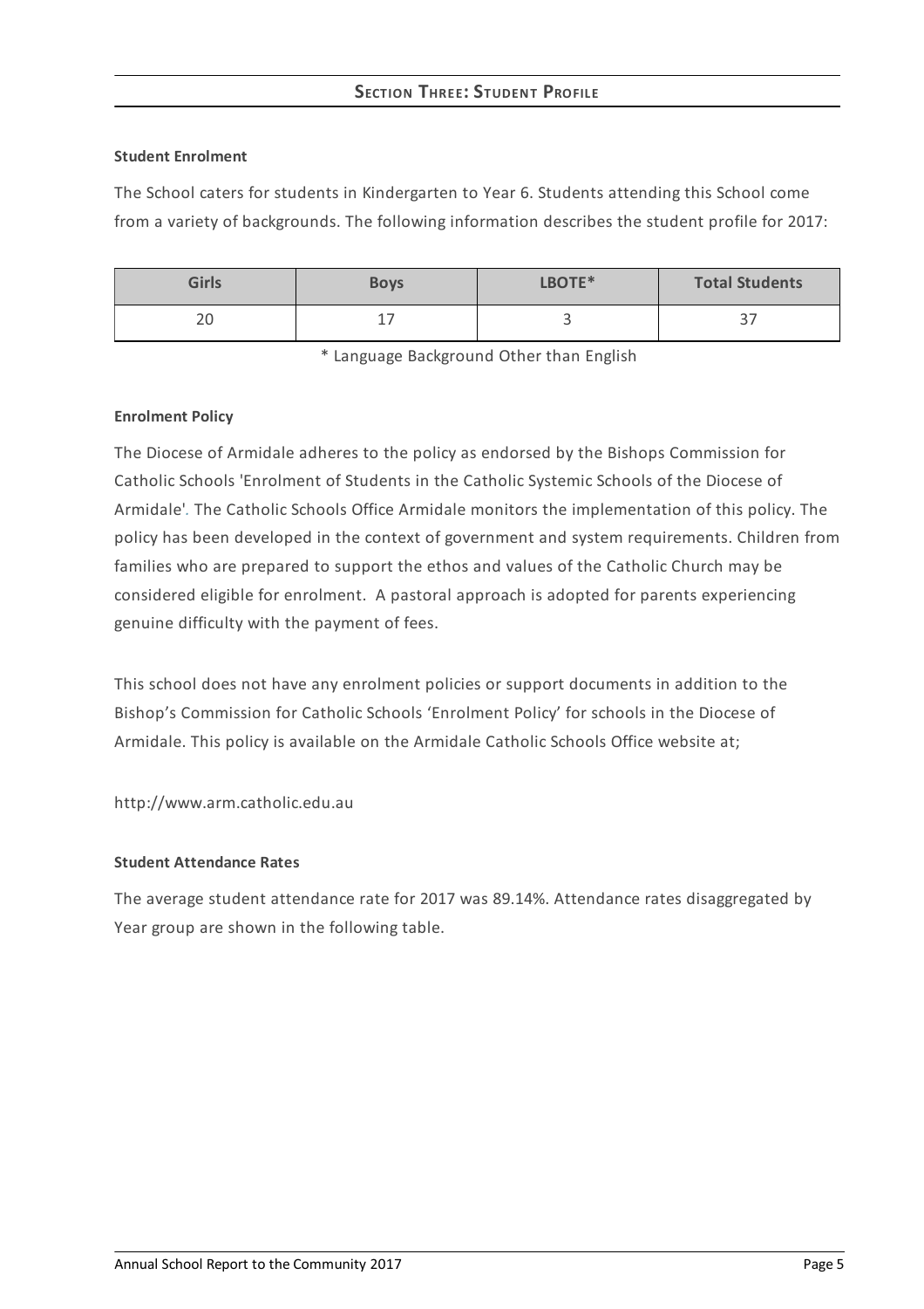## Section Three: Student Profile

**Student Enrolment**

The School caters for students in Kindergarten to Year 6. Students attending this School come from a variety of backgrounds. The following information describes the student profile for 2017:

| Girls | Boys | LBOTE* | Total Students |
|---|---|---|---|
| 20 | 17 | 3 | 37 |

\* Language Background Other than English

**Enrolment Policy**

The Diocese of Armidale adheres to the policy as endorsed by the Bishops Commission for Catholic Schools 'Enrolment of Students in the Catholic Systemic Schools of the Diocese of Armidale'. The Catholic Schools Office Armidale monitors the implementation of this policy. The policy has been developed in the context of government and system requirements. Children from families who are prepared to support the ethos and values of the Catholic Church may be considered eligible for enrolment. A pastoral approach is adopted for parents experiencing genuine difficulty with the payment of fees.

This school does not have any enrolment policies or support documents in addition to the Bishop's Commission for Catholic Schools 'Enrolment Policy' for schools in the Diocese of Armidale. This policy is available on the Armidale Catholic Schools Office website at;

http://www.arm.catholic.edu.au

**Student Attendance Rates**

The average student attendance rate for 2017 was 89.14%. Attendance rates disaggregated by Year group are shown in the following table.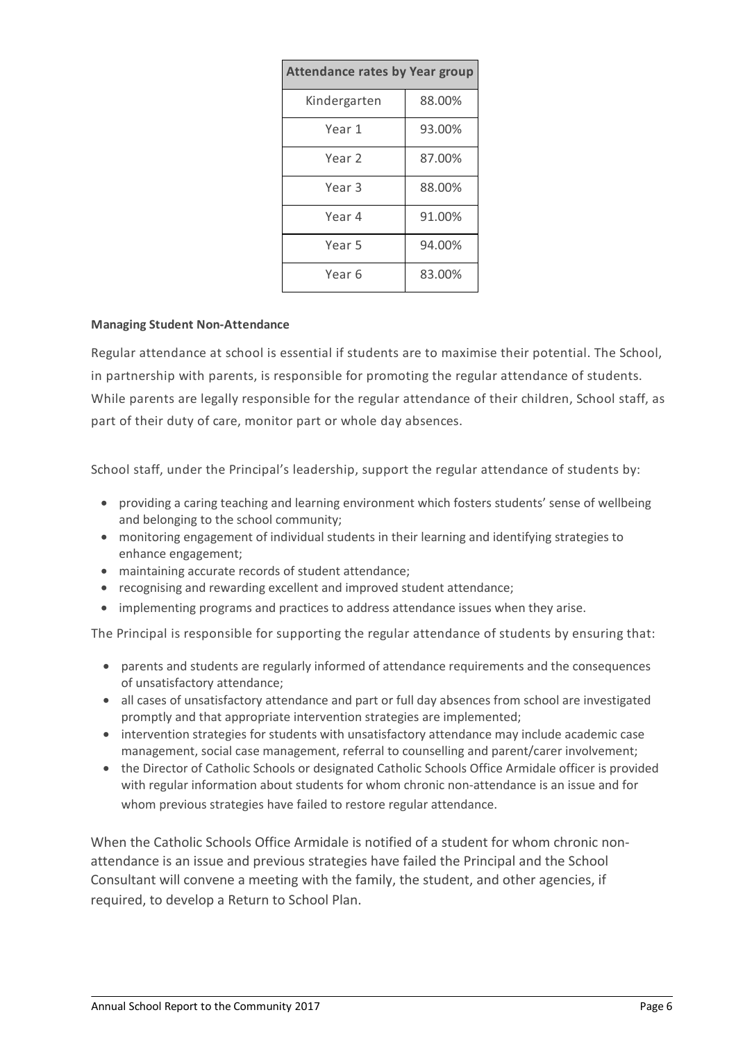| Attendance rates by Year group | |
|---|---|
| Kindergarten | 88.00% |
| Year 1 | 93.00% |
| Year 2 | 87.00% |
| Year 3 | 88.00% |
| Year 4 | 91.00% |
| Year 5 | 94.00% |
| Year 6 | 83.00% |

**Managing Student Non-Attendance**

Regular attendance at school is essential if students are to maximise their potential. The School, in partnership with parents, is responsible for promoting the regular attendance of students. While parents are legally responsible for the regular attendance of their children, School staff, as part of their duty of care, monitor part or whole day absences.

School staff, under the Principal's leadership, support the regular attendance of students by:

- providing a caring teaching and learning environment which fosters students' sense of wellbeing and belonging to the school community;
- monitoring engagement of individual students in their learning and identifying strategies to enhance engagement;
- maintaining accurate records of student attendance;
- recognising and rewarding excellent and improved student attendance;
- implementing programs and practices to address attendance issues when they arise.

The Principal is responsible for supporting the regular attendance of students by ensuring that:

- parents and students are regularly informed of attendance requirements and the consequences of unsatisfactory attendance;
- all cases of unsatisfactory attendance and part or full day absences from school are investigated promptly and that appropriate intervention strategies are implemented;
- intervention strategies for students with unsatisfactory attendance may include academic case management, social case management, referral to counselling and parent/carer involvement;
- the Director of Catholic Schools or designated Catholic Schools Office Armidale officer is provided with regular information about students for whom chronic non-attendance is an issue and for whom previous strategies have failed to restore regular attendance.

When the Catholic Schools Office Armidale is notified of a student for whom chronic non-attendance is an issue and previous strategies have failed the Principal and the School Consultant will convene a meeting with the family, the student, and other agencies, if required, to develop a Return to School Plan.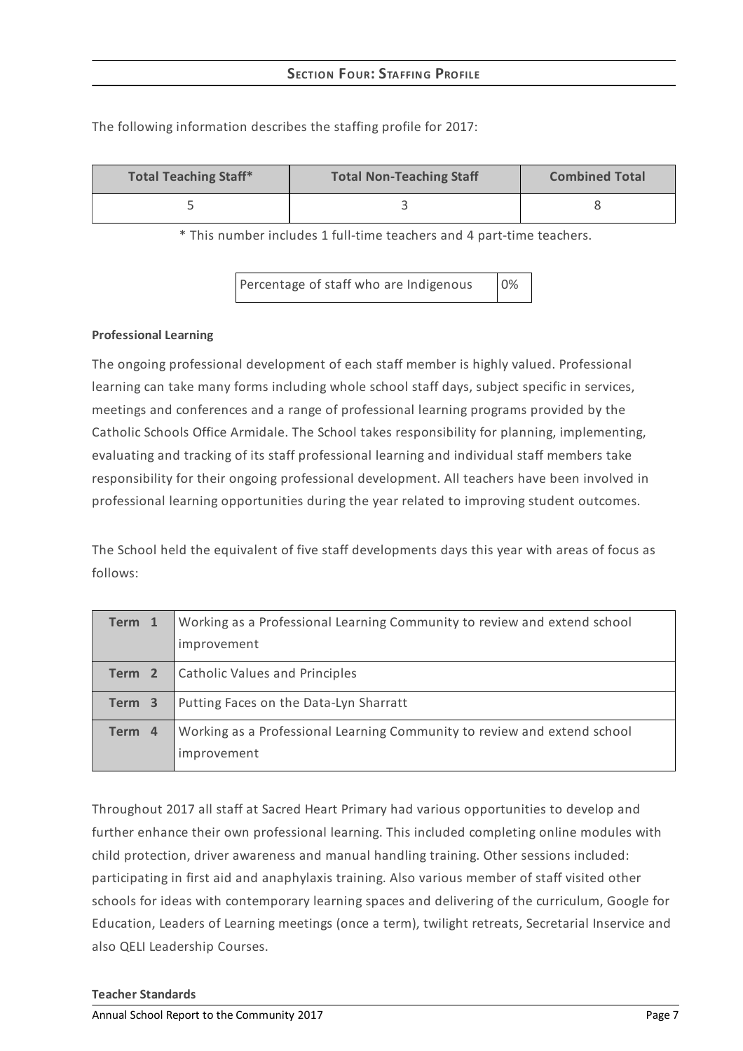## Section Four: Staffing Profile

The following information describes the staffing profile for 2017:

| Total Teaching Staff* | Total Non-Teaching Staff | Combined Total |
|---|---|---|
| 5 | 3 | 8 |

* This number includes 1 full-time teachers and 4 part-time teachers.

| Percentage of staff who are Indigenous | 0% |
|---|---|

**Professional Learning**

The ongoing professional development of each staff member is highly valued. Professional learning can take many forms including whole school staff days, subject specific in services, meetings and conferences and a range of professional learning programs provided by the Catholic Schools Office Armidale. The School takes responsibility for planning, implementing, evaluating and tracking of its staff professional learning and individual staff members take responsibility for their ongoing professional development. All teachers have been involved in professional learning opportunities during the year related to improving student outcomes.

The School held the equivalent of five staff developments days this year with areas of focus as follows:

| Term | Focus |
|---|---|
| **Term 1** | Working as a Professional Learning Community to review and extend school improvement |
| **Term 2** | Catholic Values and Principles |
| **Term 3** | Putting Faces on the Data-Lyn Sharratt |
| **Term 4** | Working as a Professional Learning Community to review and extend school improvement |

Throughout 2017 all staff at Sacred Heart Primary had various opportunities to develop and further enhance their own professional learning. This included completing online modules with child protection, driver awareness and manual handling training. Other sessions included: participating in first aid and anaphylaxis training. Also various member of staff visited other schools for ideas with contemporary learning spaces and delivering of the curriculum, Google for Education, Leaders of Learning meetings (once a term), twilight retreats, Secretarial Inservice and also QELI Leadership Courses.

**Teacher Standards**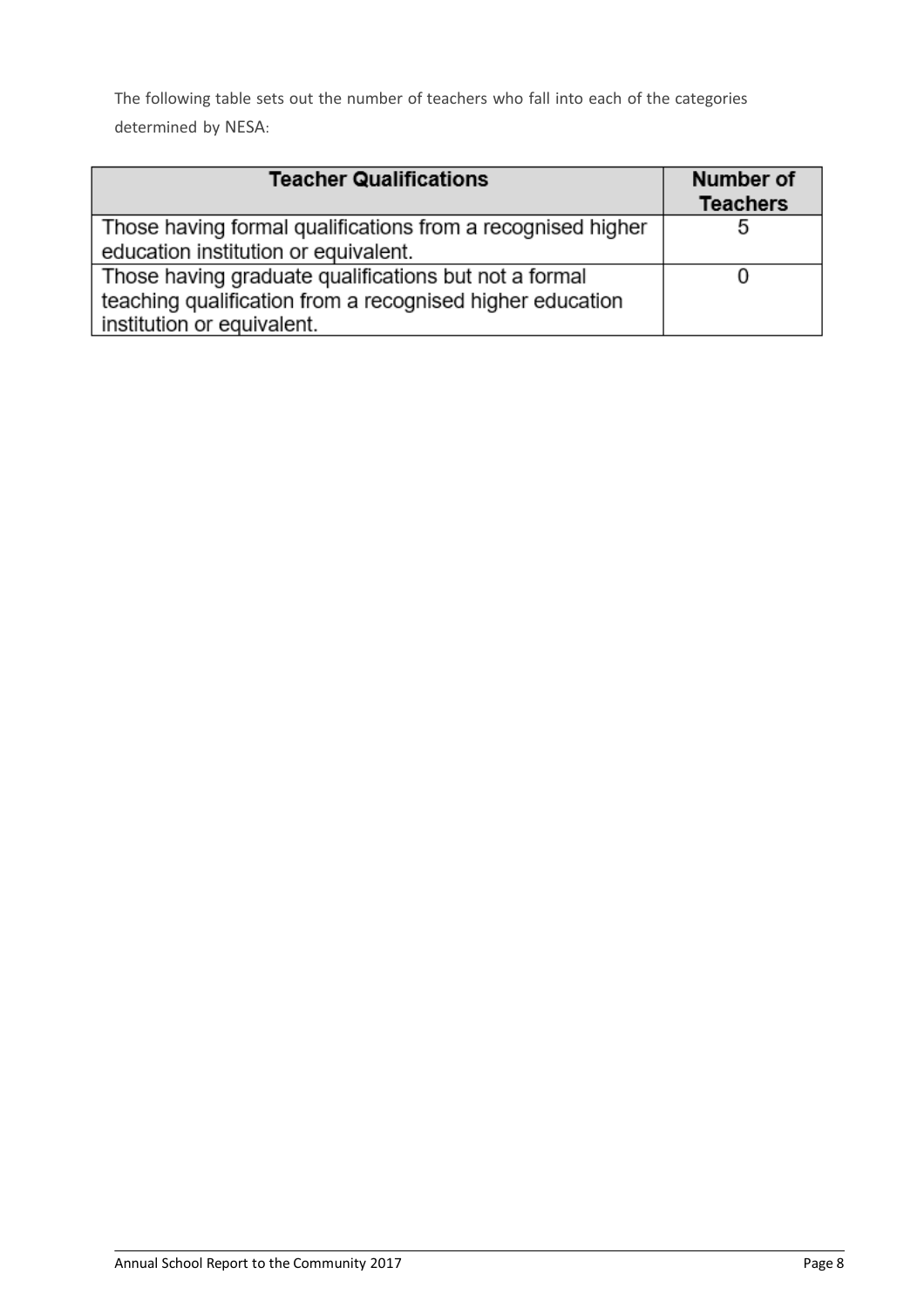The following table sets out the number of teachers who fall into each of the categories determined by NESA:

| Teacher Qualifications | Number of Teachers |
| --- | --- |
| Those having formal qualifications from a recognised higher education institution or equivalent. | 5 |
| Those having graduate qualifications but not a formal teaching qualification from a recognised higher education institution or equivalent. | 0 |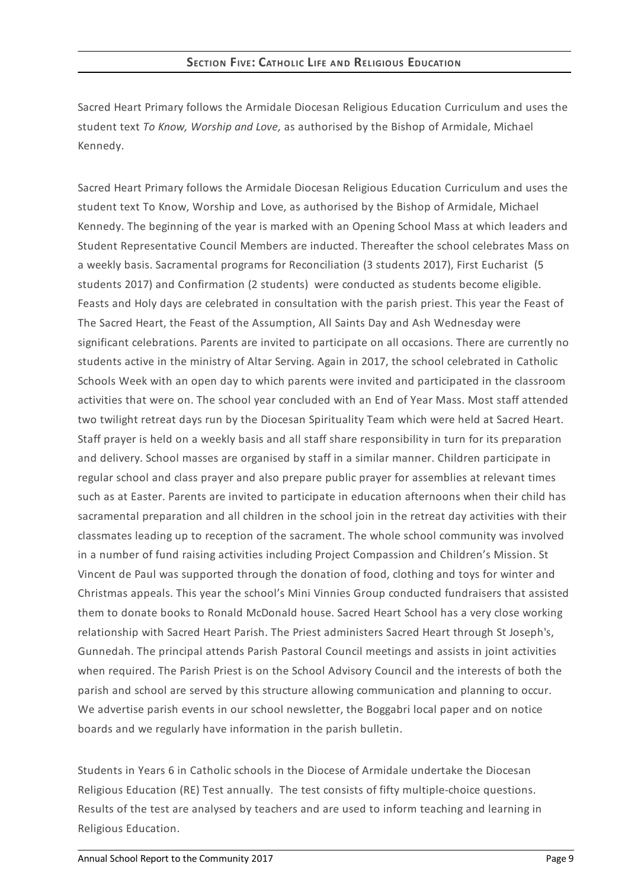## Section Five: Catholic Life and Religious Education

Sacred Heart Primary follows the Armidale Diocesan Religious Education Curriculum and uses the student text *To Know, Worship and Love,* as authorised by the Bishop of Armidale, Michael Kennedy.

Sacred Heart Primary follows the Armidale Diocesan Religious Education Curriculum and uses the student text To Know, Worship and Love, as authorised by the Bishop of Armidale, Michael Kennedy. The beginning of the year is marked with an Opening School Mass at which leaders and Student Representative Council Members are inducted. Thereafter the school celebrates Mass on a weekly basis. Sacramental programs for Reconciliation (3 students 2017), First Eucharist (5 students 2017) and Confirmation (2 students) were conducted as students become eligible. Feasts and Holy days are celebrated in consultation with the parish priest. This year the Feast of The Sacred Heart, the Feast of the Assumption, All Saints Day and Ash Wednesday were significant celebrations. Parents are invited to participate on all occasions. There are currently no students active in the ministry of Altar Serving. Again in 2017, the school celebrated in Catholic Schools Week with an open day to which parents were invited and participated in the classroom activities that were on. The school year concluded with an End of Year Mass. Most staff attended two twilight retreat days run by the Diocesan Spirituality Team which were held at Sacred Heart. Staff prayer is held on a weekly basis and all staff share responsibility in turn for its preparation and delivery. School masses are organised by staff in a similar manner. Children participate in regular school and class prayer and also prepare public prayer for assemblies at relevant times such as at Easter. Parents are invited to participate in education afternoons when their child has sacramental preparation and all children in the school join in the retreat day activities with their classmates leading up to reception of the sacrament. The whole school community was involved in a number of fund raising activities including Project Compassion and Children's Mission. St Vincent de Paul was supported through the donation of food, clothing and toys for winter and Christmas appeals. This year the school's Mini Vinnies Group conducted fundraisers that assisted them to donate books to Ronald McDonald house. Sacred Heart School has a very close working relationship with Sacred Heart Parish. The Priest administers Sacred Heart through St Joseph's, Gunnedah. The principal attends Parish Pastoral Council meetings and assists in joint activities when required. The Parish Priest is on the School Advisory Council and the interests of both the parish and school are served by this structure allowing communication and planning to occur. We advertise parish events in our school newsletter, the Boggabri local paper and on notice boards and we regularly have information in the parish bulletin.

Students in Years 6 in Catholic schools in the Diocese of Armidale undertake the Diocesan Religious Education (RE) Test annually. The test consists of fifty multiple-choice questions. Results of the test are analysed by teachers and are used to inform teaching and learning in Religious Education.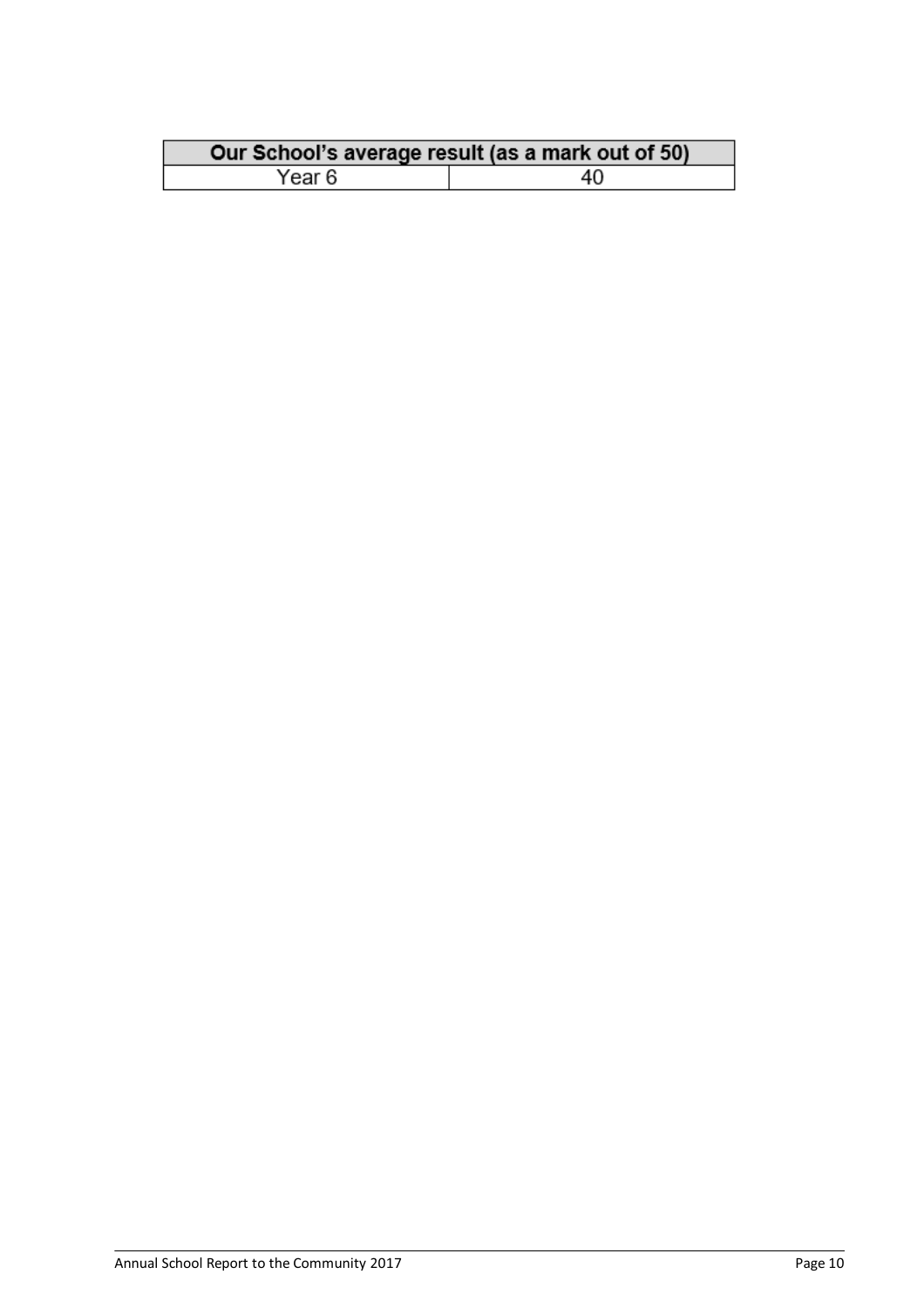| Our School's average result (as a mark out of 50) | |
| --- | --- |
| Year 6 | 40 |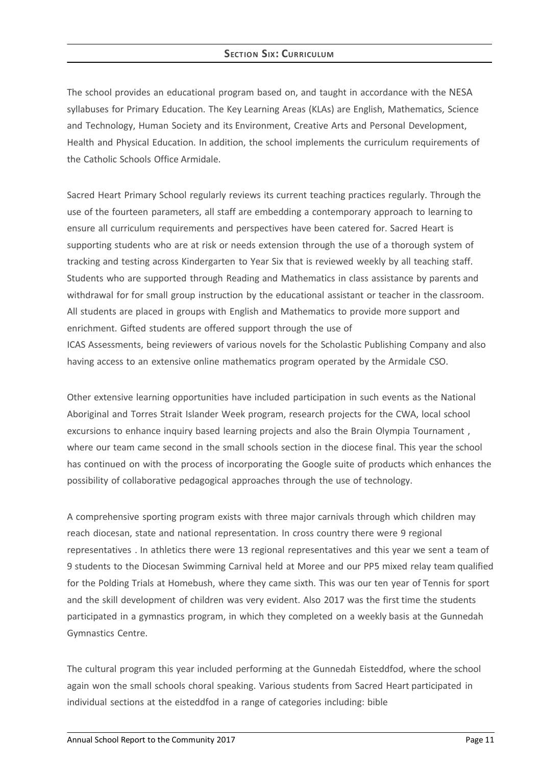## Section Six: Curriculum

The school provides an educational program based on, and taught in accordance with the NESA syllabuses for Primary Education. The Key Learning Areas (KLAs) are English, Mathematics, Science and Technology, Human Society and its Environment, Creative Arts and Personal Development, Health and Physical Education. In addition, the school implements the curriculum requirements of the Catholic Schools Office Armidale.

Sacred Heart Primary School regularly reviews its current teaching practices regularly. Through the use of the fourteen parameters, all staff are embedding a contemporary approach to learning to ensure all curriculum requirements and perspectives have been catered for. Sacred Heart is supporting students who are at risk or needs extension through the use of a thorough system of tracking and testing across Kindergarten to Year Six that is reviewed weekly by all teaching staff. Students who are supported through Reading and Mathematics in class assistance by parents and withdrawal for for small group instruction by the educational assistant or teacher in the classroom. All students are placed in groups with English and Mathematics to provide more support and enrichment. Gifted students are offered support through the use of
ICAS Assessments, being reviewers of various novels for the Scholastic Publishing Company and also having access to an extensive online mathematics program operated by the Armidale CSO.

Other extensive learning opportunities have included participation in such events as the National Aboriginal and Torres Strait Islander Week program, research projects for the CWA, local school excursions to enhance inquiry based learning projects and also the Brain Olympia Tournament , where our team came second in the small schools section in the diocese final. This year the school has continued on with the process of incorporating the Google suite of products which enhances the possibility of collaborative pedagogical approaches through the use of technology.

A comprehensive sporting program exists with three major carnivals through which children may reach diocesan, state and national representation. In cross country there were 9 regional representatives . In athletics there were 13 regional representatives and this year we sent a team of 9 students to the Diocesan Swimming Carnival held at Moree and our PP5 mixed relay team qualified for the Polding Trials at Homebush, where they came sixth. This was our ten year of Tennis for sport and the skill development of children was very evident. Also 2017 was the first time the students participated in a gymnastics program, in which they completed on a weekly basis at the Gunnedah Gymnastics Centre.

The cultural program this year included performing at the Gunnedah Eisteddfod, where the school again won the small schools choral speaking. Various students from Sacred Heart participated in individual sections at the eisteddfod in a range of categories including: bible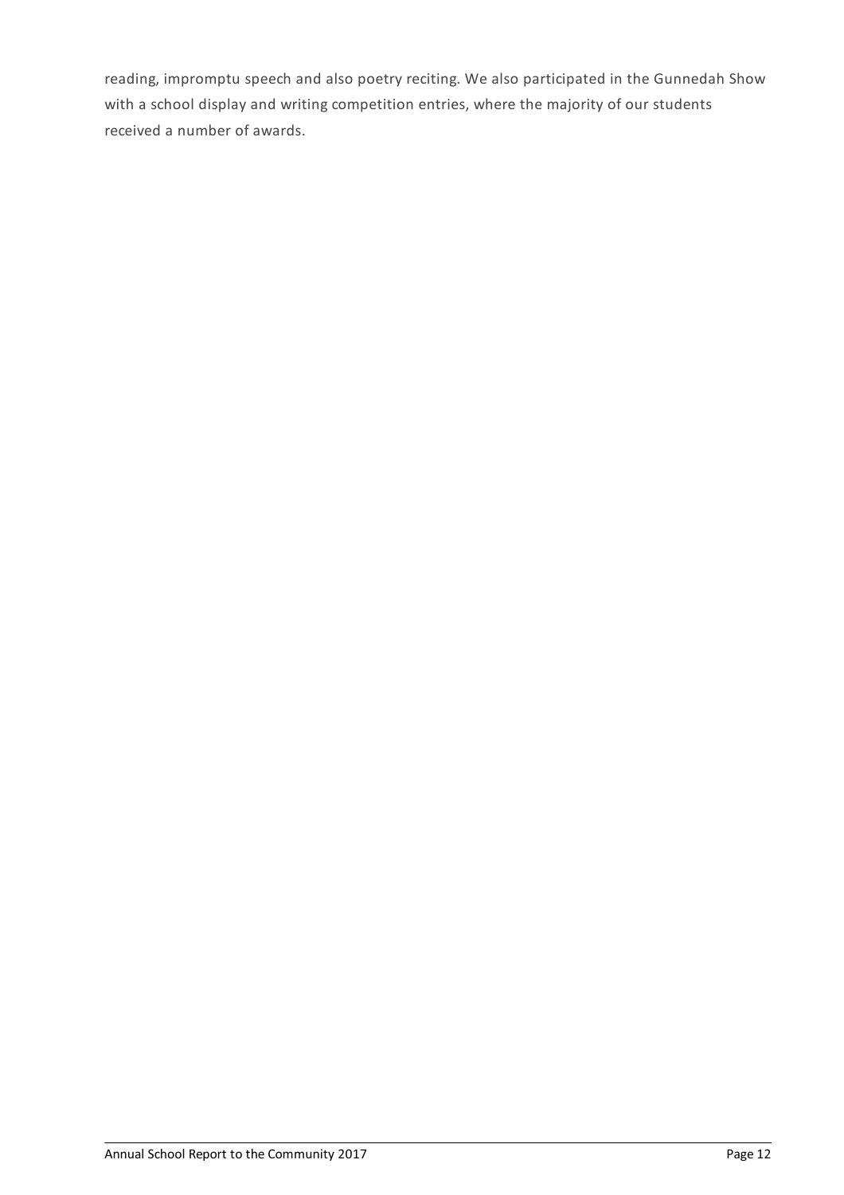reading, impromptu speech and also poetry reciting. We also participated in the Gunnedah Show with a school display and writing competition entries, where the majority of our students received a number of awards.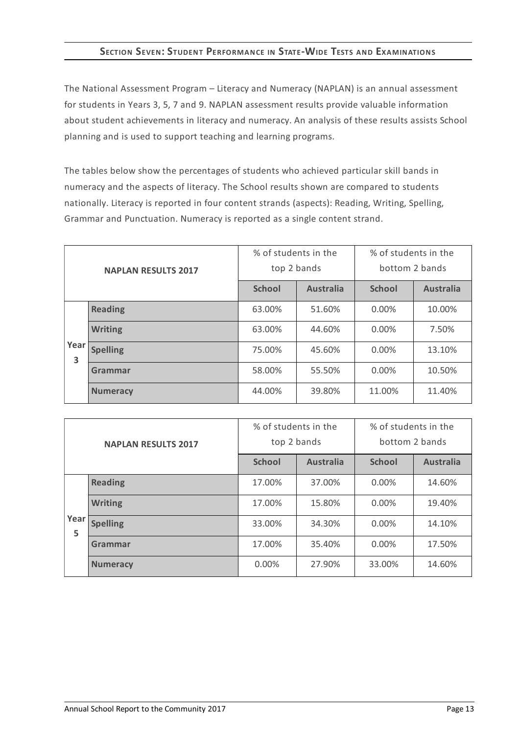## SECTION SEVEN: STUDENT PERFORMANCE IN STATE-WIDE TESTS AND EXAMINATIONS

The National Assessment Program – Literacy and Numeracy (NAPLAN) is an annual assessment for students in Years 3, 5, 7 and 9. NAPLAN assessment results provide valuable information about student achievements in literacy and numeracy. An analysis of these results assists School planning and is used to support teaching and learning programs.

The tables below show the percentages of students who achieved particular skill bands in numeracy and the aspects of literacy. The School results shown are compared to students nationally. Literacy is reported in four content strands (aspects): Reading, Writing, Spelling, Grammar and Punctuation. Numeracy is reported as a single content strand.

| NAPLAN RESULTS 2017 | | % of students in the top 2 bands | | % of students in the bottom 2 bands | |
|---|---|---|---|---|---|
| | | **School** | **Australia** | **School** | **Australia** |
| Year 3 | **Reading** | 63.00% | 51.60% | 0.00% | 10.00% |
| | **Writing** | 63.00% | 44.60% | 0.00% | 7.50% |
| | **Spelling** | 75.00% | 45.60% | 0.00% | 13.10% |
| | **Grammar** | 58.00% | 55.50% | 0.00% | 10.50% |
| | **Numeracy** | 44.00% | 39.80% | 11.00% | 11.40% |

| NAPLAN RESULTS 2017 | | % of students in the top 2 bands | | % of students in the bottom 2 bands | |
|---|---|---|---|---|---|
| | | **School** | **Australia** | **School** | **Australia** |
| Year 5 | **Reading** | 17.00% | 37.00% | 0.00% | 14.60% |
| | **Writing** | 17.00% | 15.80% | 0.00% | 19.40% |
| | **Spelling** | 33.00% | 34.30% | 0.00% | 14.10% |
| | **Grammar** | 17.00% | 35.40% | 0.00% | 17.50% |
| | **Numeracy** | 0.00% | 27.90% | 33.00% | 14.60% |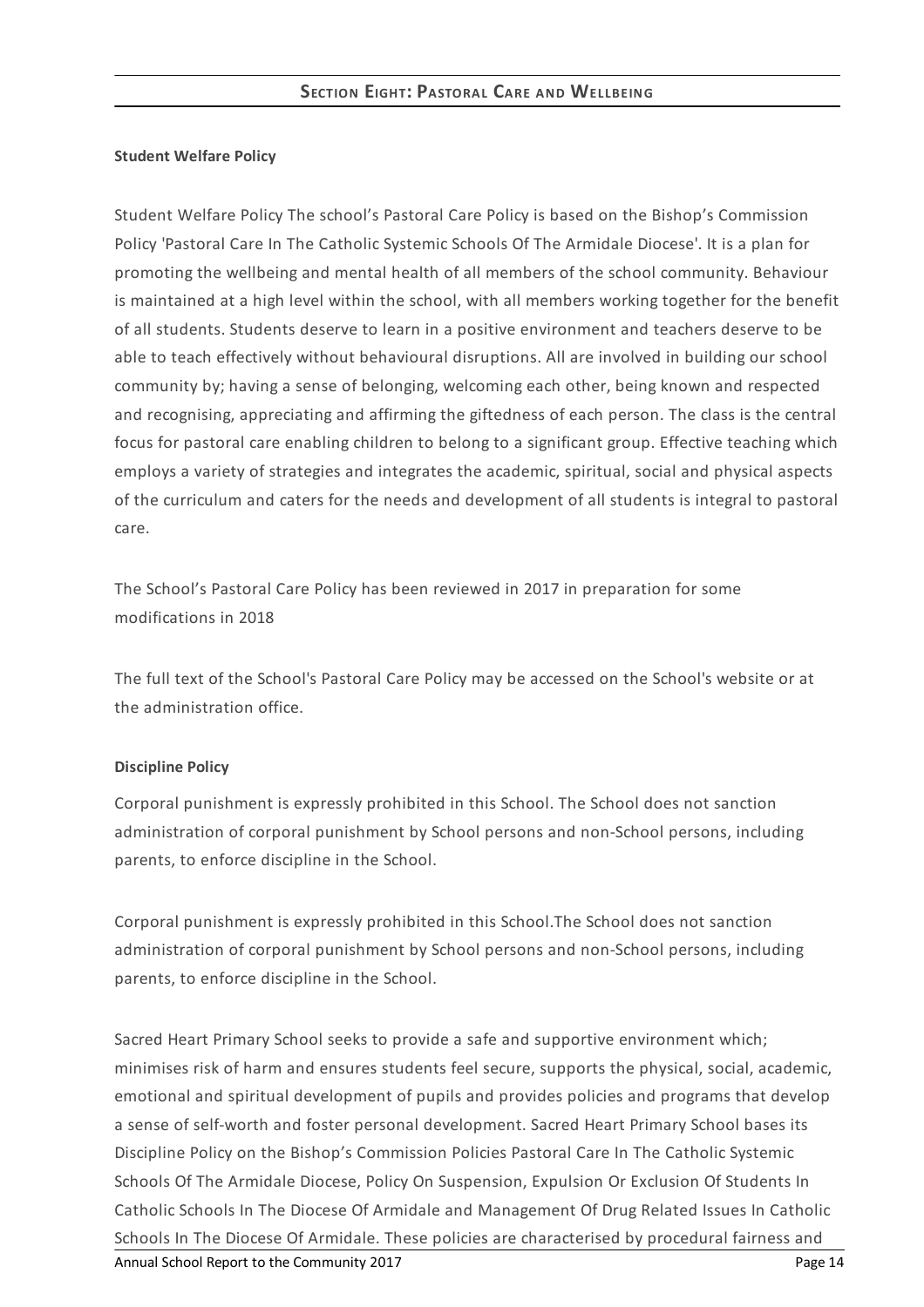## Section Eight: Pastoral Care and Wellbeing

**Student Welfare Policy**

Student Welfare Policy The school's Pastoral Care Policy is based on the Bishop's Commission Policy 'Pastoral Care In The Catholic Systemic Schools Of The Armidale Diocese'. It is a plan for promoting the wellbeing and mental health of all members of the school community. Behaviour is maintained at a high level within the school, with all members working together for the benefit of all students. Students deserve to learn in a positive environment and teachers deserve to be able to teach effectively without behavioural disruptions. All are involved in building our school community by; having a sense of belonging, welcoming each other, being known and respected and recognising, appreciating and affirming the giftedness of each person. The class is the central focus for pastoral care enabling children to belong to a significant group. Effective teaching which employs a variety of strategies and integrates the academic, spiritual, social and physical aspects of the curriculum and caters for the needs and development of all students is integral to pastoral care.

The School's Pastoral Care Policy has been reviewed in 2017 in preparation for some modifications in 2018

The full text of the School's Pastoral Care Policy may be accessed on the School's website or at the administration office.

**Discipline Policy**

Corporal punishment is expressly prohibited in this School. The School does not sanction administration of corporal punishment by School persons and non-School persons, including parents, to enforce discipline in the School.

Corporal punishment is expressly prohibited in this School.The School does not sanction administration of corporal punishment by School persons and non-School persons, including parents, to enforce discipline in the School.

Sacred Heart Primary School seeks to provide a safe and supportive environment which; minimises risk of harm and ensures students feel secure, supports the physical, social, academic, emotional and spiritual development of pupils and provides policies and programs that develop a sense of self-worth and foster personal development. Sacred Heart Primary School bases its Discipline Policy on the Bishop's Commission Policies Pastoral Care In The Catholic Systemic Schools Of The Armidale Diocese, Policy On Suspension, Expulsion Or Exclusion Of Students In Catholic Schools In The Diocese Of Armidale and Management Of Drug Related Issues In Catholic Schools In The Diocese Of Armidale. These policies are characterised by procedural fairness and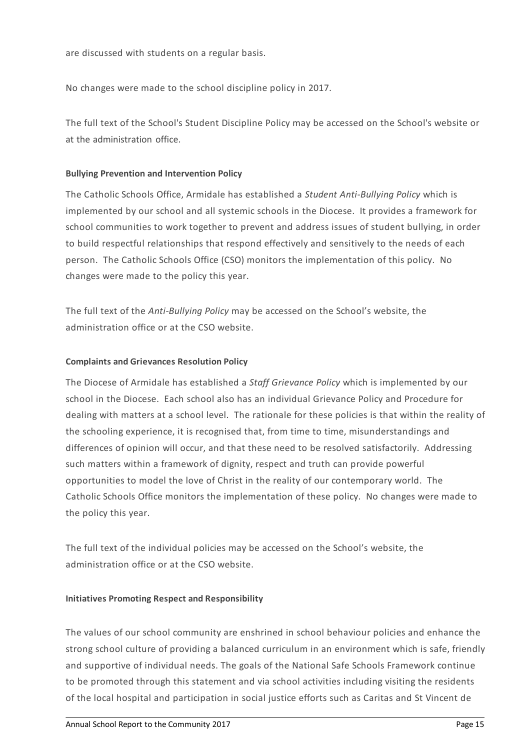are discussed with students on a regular basis.

No changes were made to the school discipline policy in 2017.

The full text of the School's Student Discipline Policy may be accessed on the School's website or at the administration office.

**Bullying Prevention and Intervention Policy**

The Catholic Schools Office, Armidale has established a *Student Anti-Bullying Policy* which is implemented by our school and all systemic schools in the Diocese. It provides a framework for school communities to work together to prevent and address issues of student bullying, in order to build respectful relationships that respond effectively and sensitively to the needs of each person. The Catholic Schools Office (CSO) monitors the implementation of this policy. No changes were made to the policy this year.

The full text of the *Anti-Bullying Policy* may be accessed on the School's website, the administration office or at the CSO website.

**Complaints and Grievances Resolution Policy**

The Diocese of Armidale has established a *Staff Grievance Policy* which is implemented by our school in the Diocese. Each school also has an individual Grievance Policy and Procedure for dealing with matters at a school level. The rationale for these policies is that within the reality of the schooling experience, it is recognised that, from time to time, misunderstandings and differences of opinion will occur, and that these need to be resolved satisfactorily. Addressing such matters within a framework of dignity, respect and truth can provide powerful opportunities to model the love of Christ in the reality of our contemporary world. The Catholic Schools Office monitors the implementation of these policy. No changes were made to the policy this year.

The full text of the individual policies may be accessed on the School's website, the administration office or at the CSO website.

**Initiatives Promoting Respect and Responsibility**

The values of our school community are enshrined in school behaviour policies and enhance the strong school culture of providing a balanced curriculum in an environment which is safe, friendly and supportive of individual needs. The goals of the National Safe Schools Framework continue to be promoted through this statement and via school activities including visiting the residents of the local hospital and participation in social justice efforts such as Caritas and St Vincent de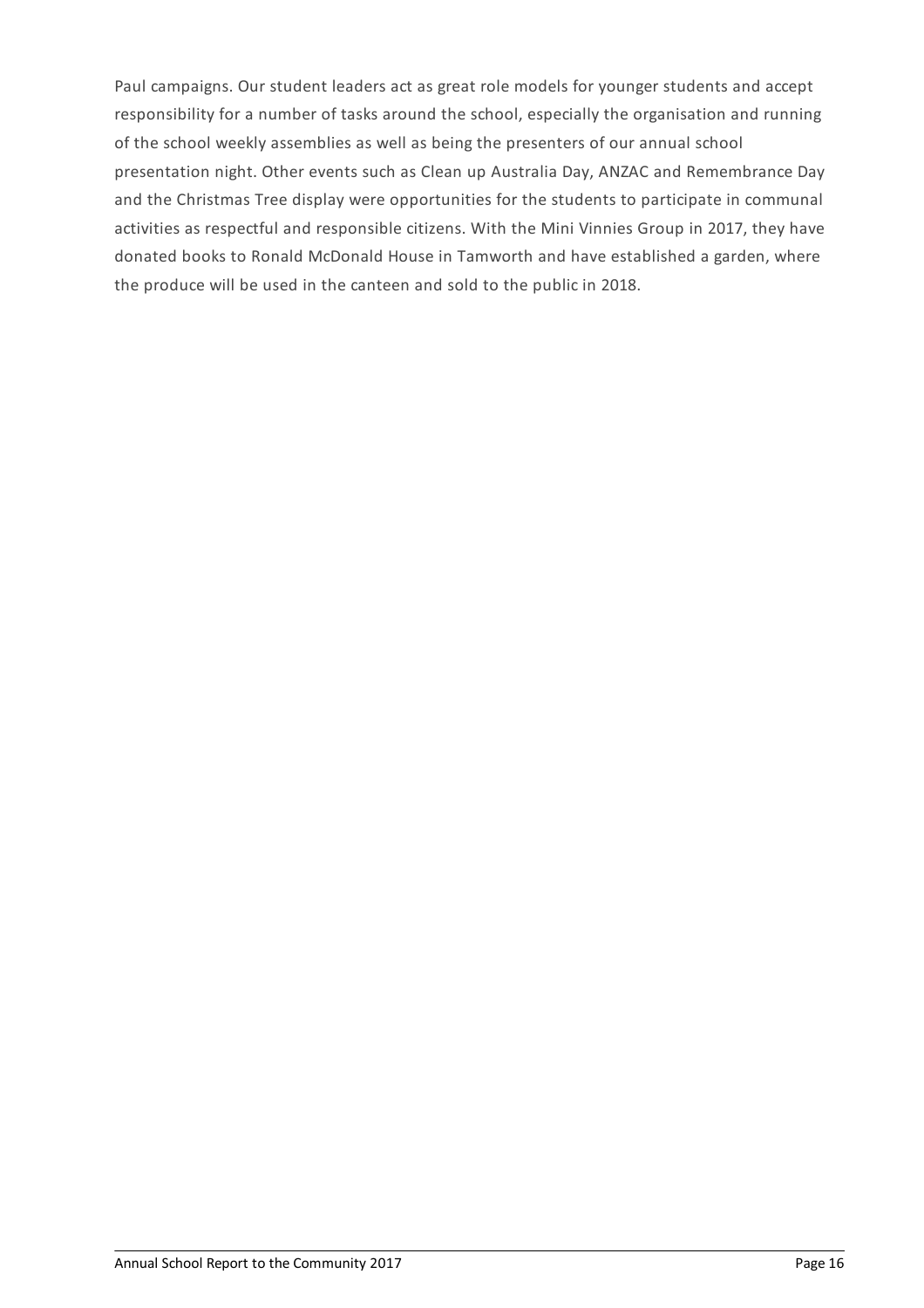Paul campaigns. Our student leaders act as great role models for younger students and accept responsibility for a number of tasks around the school, especially the organisation and running of the school weekly assemblies as well as being the presenters of our annual school presentation night. Other events such as Clean up Australia Day, ANZAC and Remembrance Day and the Christmas Tree display were opportunities for the students to participate in communal activities as respectful and responsible citizens. With the Mini Vinnies Group in 2017, they have donated books to Ronald McDonald House in Tamworth and have established a garden, where the produce will be used in the canteen and sold to the public in 2018.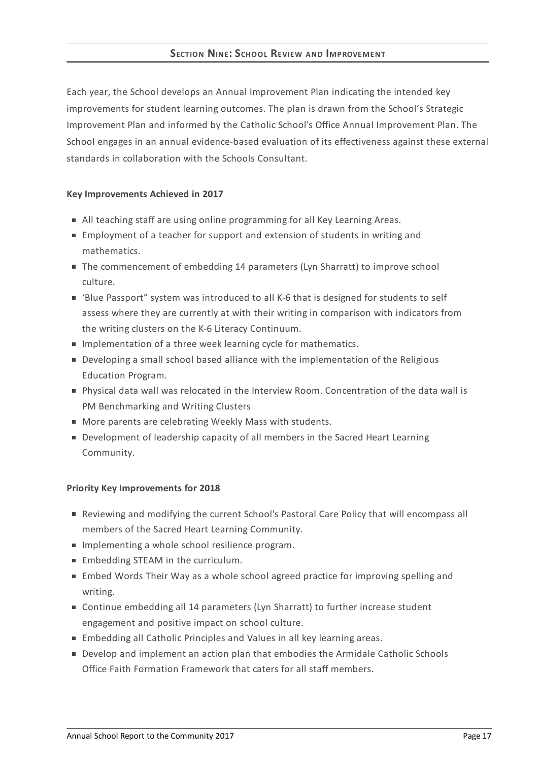## Section Nine: School Review and Improvement

Each year, the School develops an Annual Improvement Plan indicating the intended key improvements for student learning outcomes. The plan is drawn from the School's Strategic Improvement Plan and informed by the Catholic School's Office Annual Improvement Plan. The School engages in an annual evidence-based evaluation of its effectiveness against these external standards in collaboration with the Schools Consultant.

**Key Improvements Achieved in 2017**

- All teaching staff are using online programming for all Key Learning Areas.
- Employment of a teacher for support and extension of students in writing and mathematics.
- The commencement of embedding 14 parameters (Lyn Sharratt) to improve school culture.
- 'Blue Passport" system was introduced to all K-6 that is designed for students to self assess where they are currently at with their writing in comparison with indicators from the writing clusters on the K-6 Literacy Continuum.
- Implementation of a three week learning cycle for mathematics.
- Developing a small school based alliance with the implementation of the Religious Education Program.
- Physical data wall was relocated in the Interview Room. Concentration of the data wall is PM Benchmarking and Writing Clusters
- More parents are celebrating Weekly Mass with students.
- Development of leadership capacity of all members in the Sacred Heart Learning Community.

**Priority Key Improvements for 2018**

- Reviewing and modifying the current School's Pastoral Care Policy that will encompass all members of the Sacred Heart Learning Community.
- Implementing a whole school resilience program.
- Embedding STEAM in the curriculum.
- Embed Words Their Way as a whole school agreed practice for improving spelling and writing.
- Continue embedding all 14 parameters (Lyn Sharratt) to further increase student engagement and positive impact on school culture.
- Embedding all Catholic Principles and Values in all key learning areas.
- Develop and implement an action plan that embodies the Armidale Catholic Schools Office Faith Formation Framework that caters for all staff members.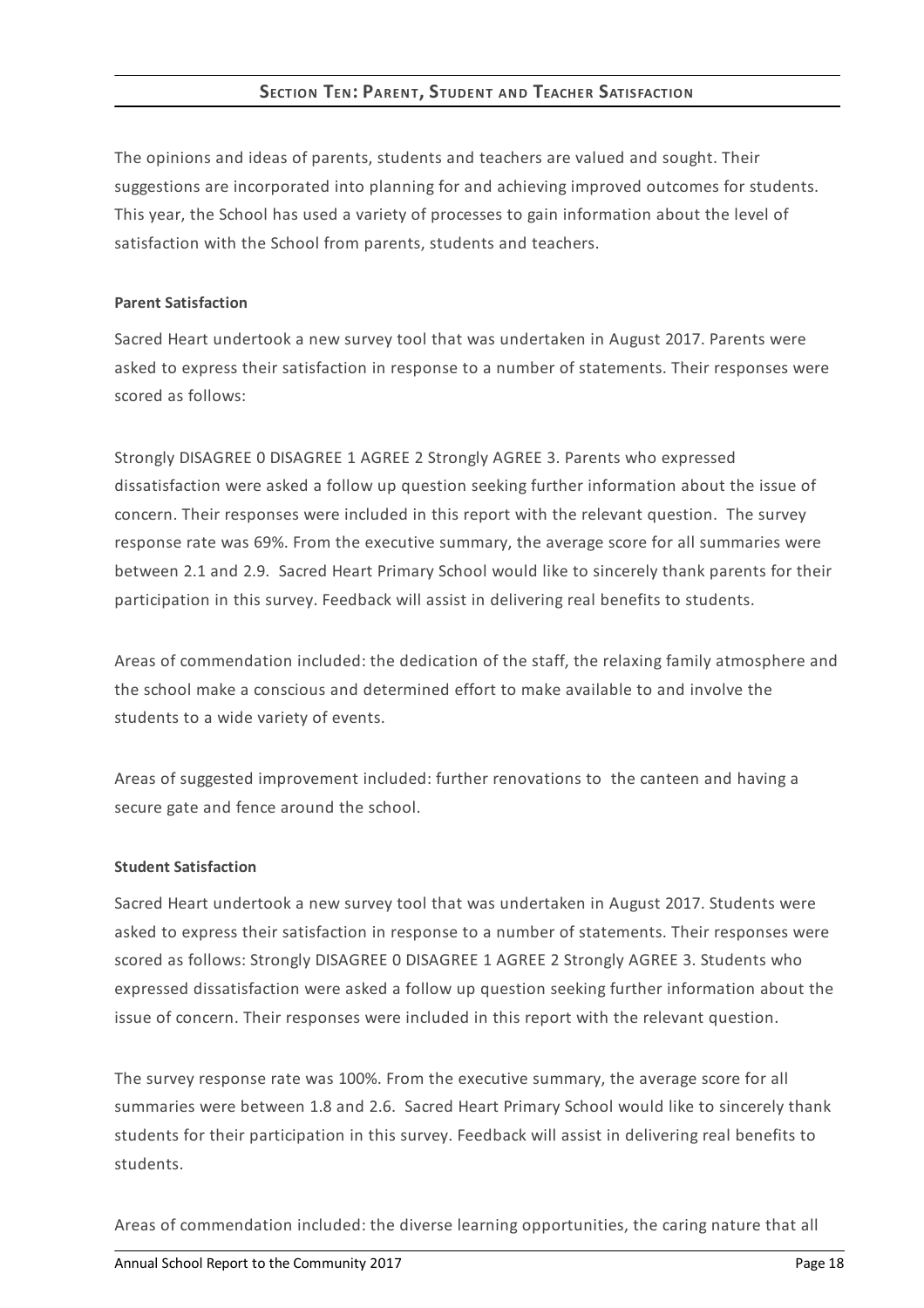## Section Ten: Parent, Student and Teacher Satisfaction

The opinions and ideas of parents, students and teachers are valued and sought. Their suggestions are incorporated into planning for and achieving improved outcomes for students. This year, the School has used a variety of processes to gain information about the level of satisfaction with the School from parents, students and teachers.

**Parent Satisfaction**

Sacred Heart undertook a new survey tool that was undertaken in August 2017. Parents were asked to express their satisfaction in response to a number of statements. Their responses were scored as follows:

Strongly DISAGREE 0 DISAGREE 1 AGREE 2 Strongly AGREE 3. Parents who expressed dissatisfaction were asked a follow up question seeking further information about the issue of concern. Their responses were included in this report with the relevant question. The survey response rate was 69%. From the executive summary, the average score for all summaries were between 2.1 and 2.9. Sacred Heart Primary School would like to sincerely thank parents for their participation in this survey. Feedback will assist in delivering real benefits to students.

Areas of commendation included: the dedication of the staff, the relaxing family atmosphere and the school make a conscious and determined effort to make available to and involve the students to a wide variety of events.

Areas of suggested improvement included: further renovations to the canteen and having a secure gate and fence around the school.

**Student Satisfaction**

Sacred Heart undertook a new survey tool that was undertaken in August 2017. Students were asked to express their satisfaction in response to a number of statements. Their responses were scored as follows: Strongly DISAGREE 0 DISAGREE 1 AGREE 2 Strongly AGREE 3. Students who expressed dissatisfaction were asked a follow up question seeking further information about the issue of concern. Their responses were included in this report with the relevant question.

The survey response rate was 100%. From the executive summary, the average score for all summaries were between 1.8 and 2.6. Sacred Heart Primary School would like to sincerely thank students for their participation in this survey. Feedback will assist in delivering real benefits to students.

Areas of commendation included: the diverse learning opportunities, the caring nature that all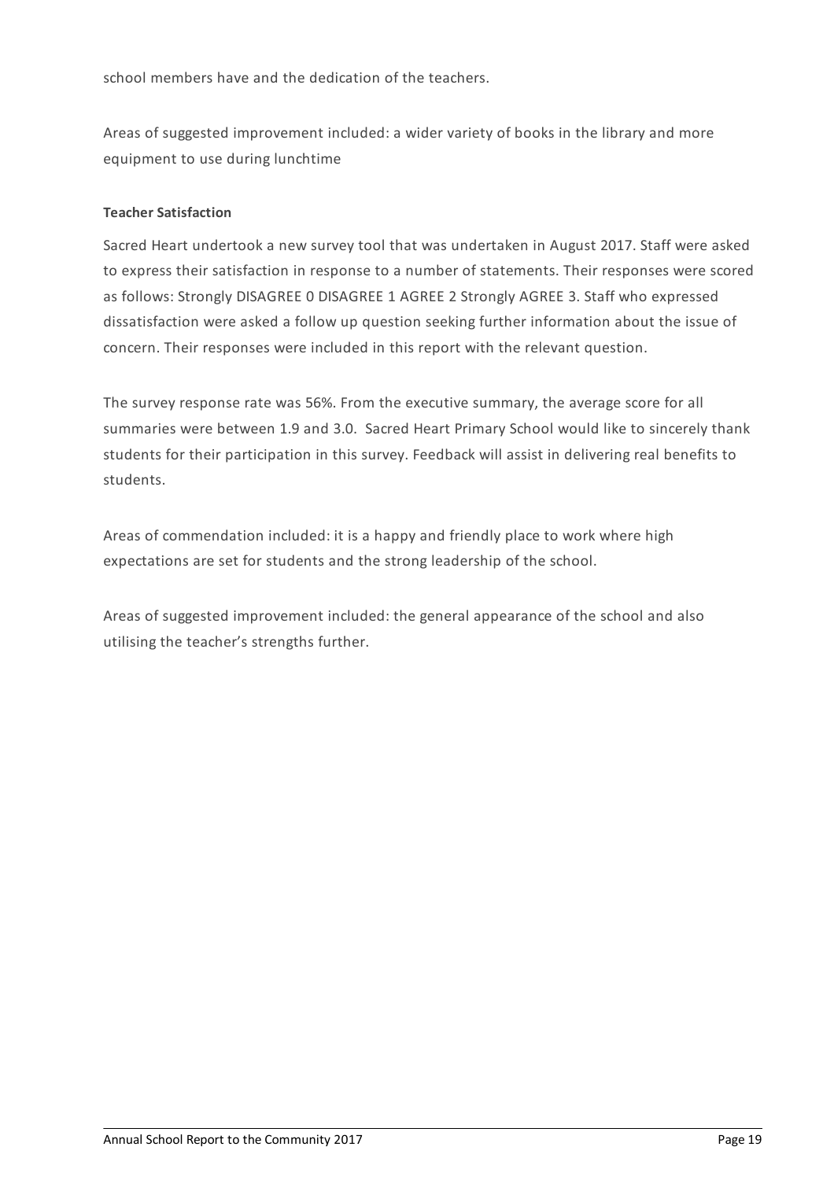school members have and the dedication of the teachers.

Areas of suggested improvement included: a wider variety of books in the library and more equipment to use during lunchtime

**Teacher Satisfaction**

Sacred Heart undertook a new survey tool that was undertaken in August 2017. Staff were asked to express their satisfaction in response to a number of statements. Their responses were scored as follows: Strongly DISAGREE 0 DISAGREE 1 AGREE 2 Strongly AGREE 3. Staff who expressed dissatisfaction were asked a follow up question seeking further information about the issue of concern. Their responses were included in this report with the relevant question.

The survey response rate was 56%. From the executive summary, the average score for all summaries were between 1.9 and 3.0. Sacred Heart Primary School would like to sincerely thank students for their participation in this survey. Feedback will assist in delivering real benefits to students.

Areas of commendation included: it is a happy and friendly place to work where high expectations are set for students and the strong leadership of the school.

Areas of suggested improvement included: the general appearance of the school and also utilising the teacher's strengths further.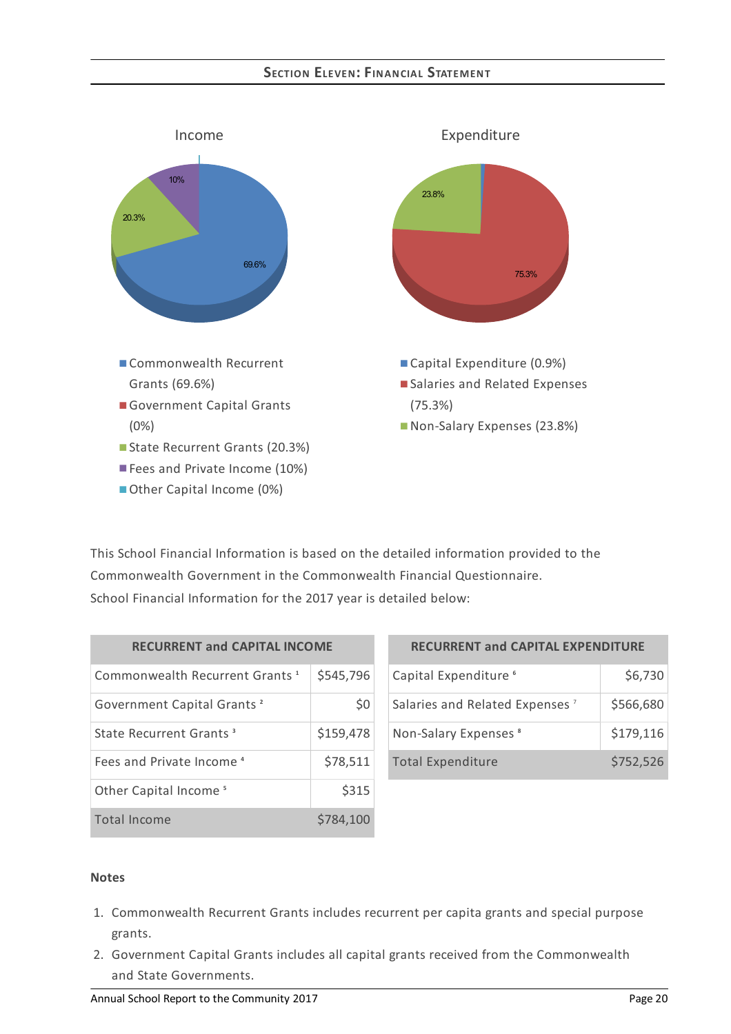## Section Eleven: Financial Statement

Income

- Commonwealth Recurrent Grants (69.6%)
- Government Capital Grants (0%)
- State Recurrent Grants (20.3%)
- Fees and Private Income (10%)
- Other Capital Income (0%)

Expenditure

- Capital Expenditure (0.9%)
- Salaries and Related Expenses (75.3%)
- Non-Salary Expenses (23.8%)

This School Financial Information is based on the detailed information provided to the Commonwealth Government in the Commonwealth Financial Questionnaire.
School Financial Information for the 2017 year is detailed below:

| RECURRENT and CAPITAL INCOME | |
|---|---|
| Commonwealth Recurrent Grants [1] | $545,796 |
| Government Capital Grants [2] | $0 |
| State Recurrent Grants [3] | $159,478 |
| Fees and Private Income [4] | $78,511 |
| Other Capital Income [5] | $315 |
| Total Income | $784,100 |

| RECURRENT and CAPITAL EXPENDITURE | |
|---|---|
| Capital Expenditure [6] | $6,730 |
| Salaries and Related Expenses [7] | $566,680 |
| Non-Salary Expenses [8] | $179,116 |
| Total Expenditure | $752,526 |

**Notes**

1. Commonwealth Recurrent Grants includes recurrent per capita grants and special purpose grants.
2. Government Capital Grants includes all capital grants received from the Commonwealth and State Governments.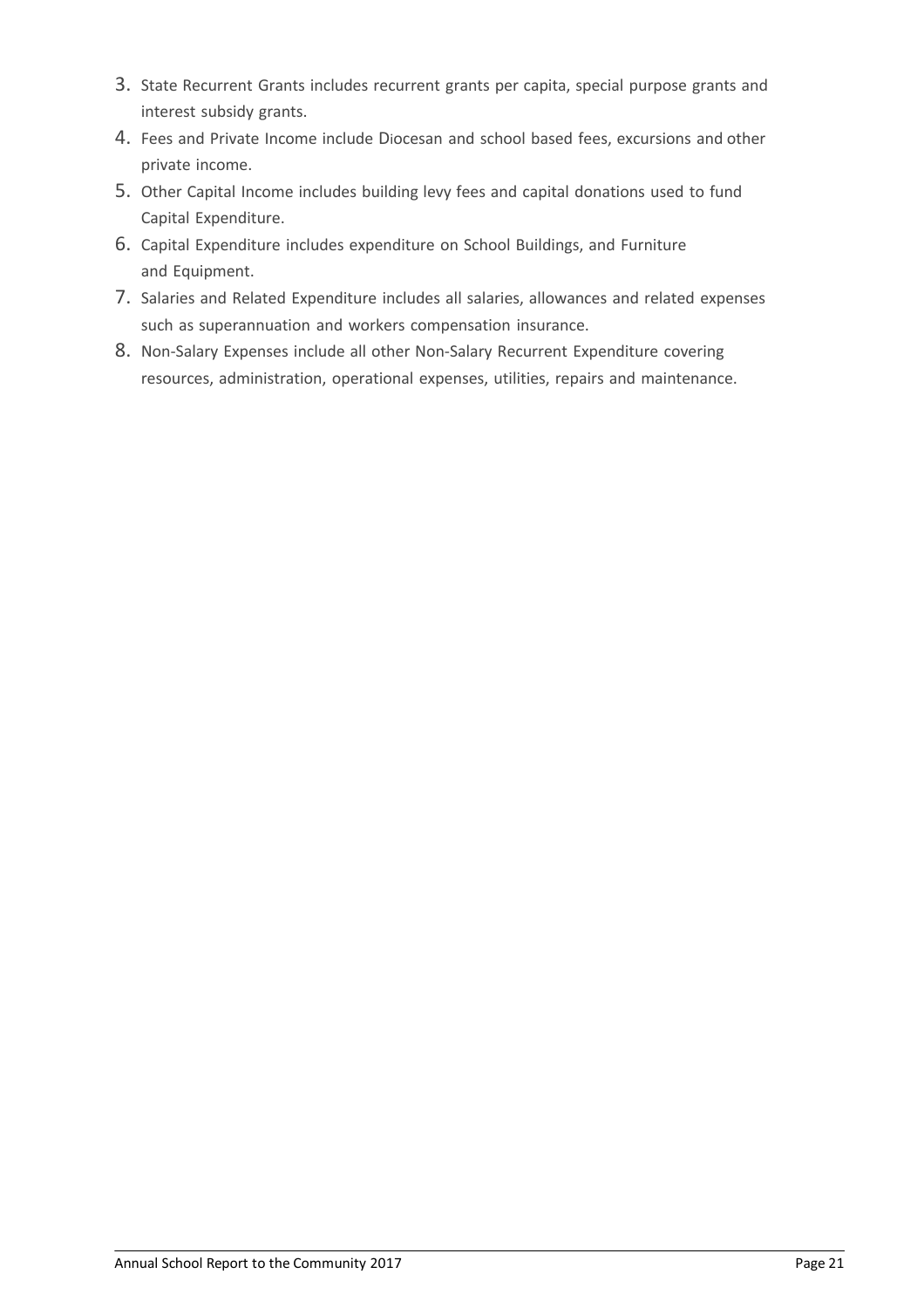3. State Recurrent Grants includes recurrent grants per capita, special purpose grants and interest subsidy grants.
4. Fees and Private Income include Diocesan and school based fees, excursions and other private income.
5. Other Capital Income includes building levy fees and capital donations used to fund Capital Expenditure.
6. Capital Expenditure includes expenditure on School Buildings, and Furniture and Equipment.
7. Salaries and Related Expenditure includes all salaries, allowances and related expenses such as superannuation and workers compensation insurance.
8. Non-Salary Expenses include all other Non-Salary Recurrent Expenditure covering resources, administration, operational expenses, utilities, repairs and maintenance.